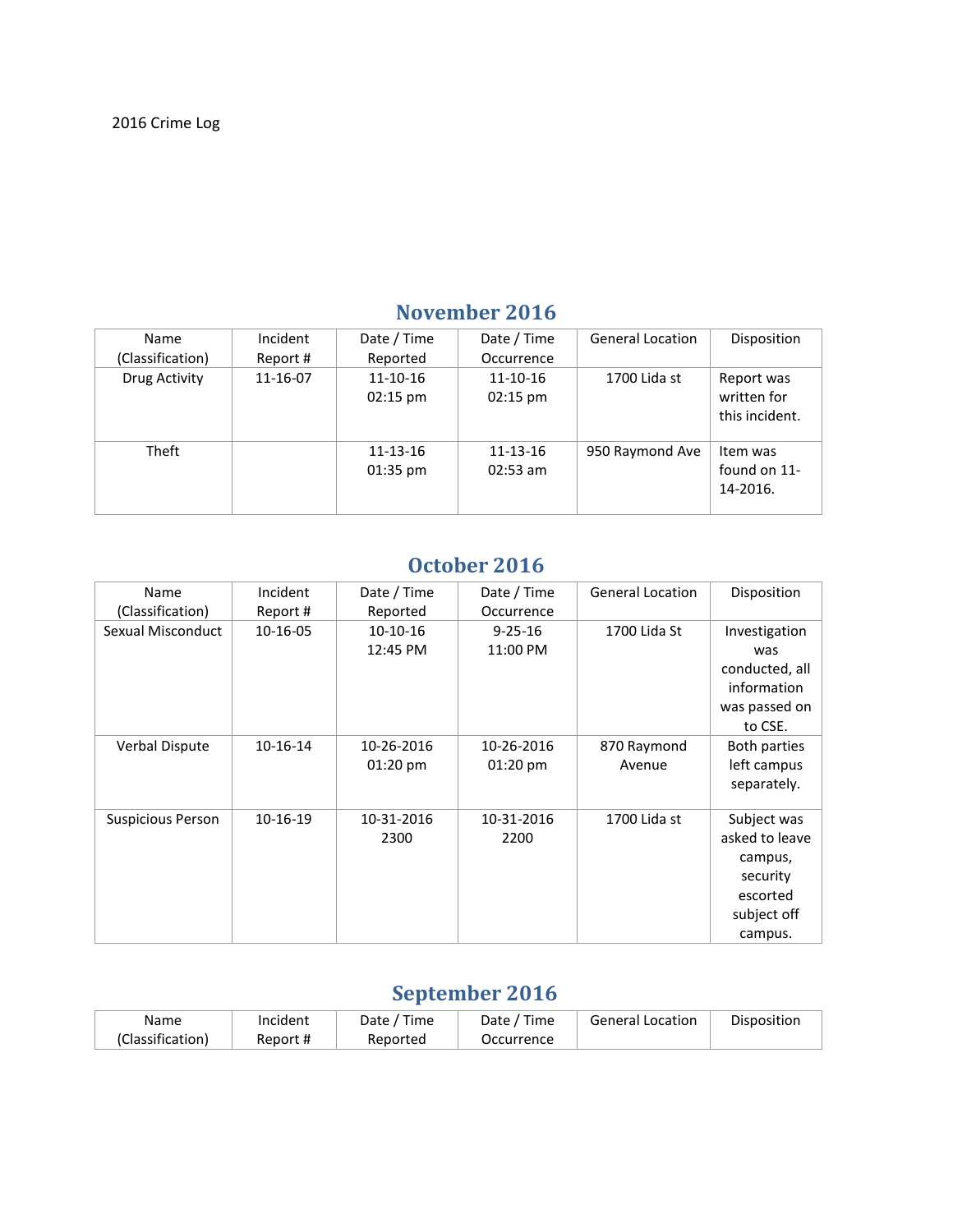2016 Crime Log

## November 2016

| Name (Classification) | Incident Report # | Date / Time Reported | Date / Time Occurrence | General Location | Disposition |
|---|---|---|---|---|---|
| Drug Activity | 11-16-07 | 11-10-16 02:15 pm | 11-10-16 02:15 pm | 1700 Lida st | Report was written for this incident. |
| Theft | | 11-13-16 01:35 pm | 11-13-16 02:53 am | 950 Raymond Ave | Item was found on 11-14-2016. |

## October 2016

| Name (Classification) | Incident Report # | Date / Time Reported | Date / Time Occurrence | General Location | Disposition |
|---|---|---|---|---|---|
| Sexual Misconduct | 10-16-05 | 10-10-16 12:45 PM | 9-25-16 11:00 PM | 1700 Lida St | Investigation was conducted, all information was passed on to CSE. |
| Verbal Dispute | 10-16-14 | 10-26-2016 01:20 pm | 10-26-2016 01:20 pm | 870 Raymond Avenue | Both parties left campus separately. |
| Suspicious Person | 10-16-19 | 10-31-2016 2300 | 10-31-2016 2200 | 1700 Lida st | Subject was asked to leave campus, security escorted subject off campus. |

## September 2016

| Name (Classification) | Incident Report # | Date / Time Reported | Date / Time Occurrence | General Location | Disposition |
|---|---|---|---|---|---|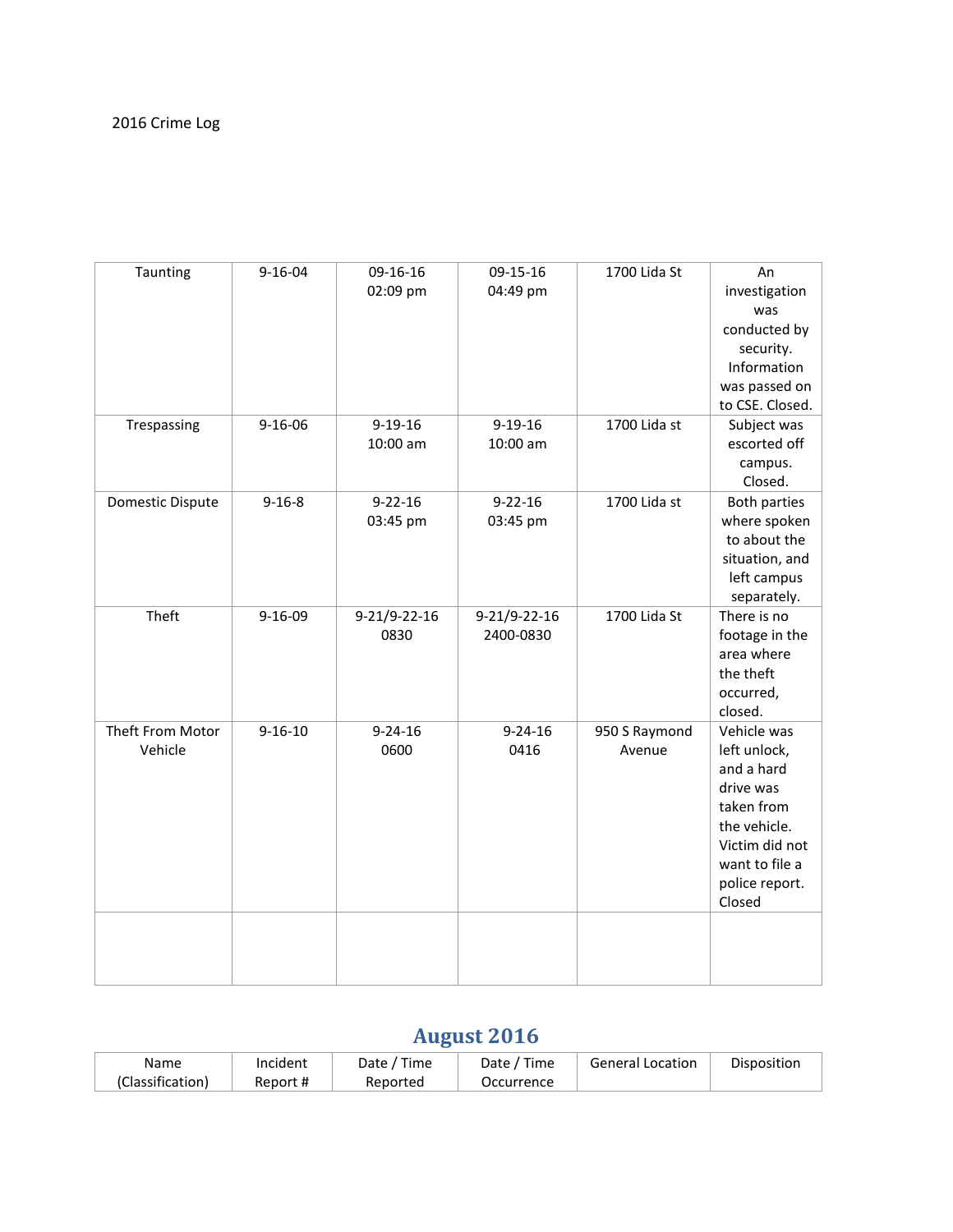2016 Crime Log

| Taunting | 9-16-04 | 09-16-16 02:09 pm | 09-15-16 04:49 pm | 1700 Lida St | An investigation was conducted by security. Information was passed on to CSE. Closed. |
|---|---|---|---|---|---|
| Trespassing | 9-16-06 | 9-19-16 10:00 am | 9-19-16 10:00 am | 1700 Lida st | Subject was escorted off campus. Closed. |
| Domestic Dispute | 9-16-8 | 9-22-16 03:45 pm | 9-22-16 03:45 pm | 1700 Lida st | Both parties where spoken to about the situation, and left campus separately. |
| Theft | 9-16-09 | 9-21/9-22-16 0830 | 9-21/9-22-16 2400-0830 | 1700 Lida St | There is no footage in the area where the theft occurred, closed. |
| Theft From Motor Vehicle | 9-16-10 | 9-24-16 0600 | 9-24-16 0416 | 950 S Raymond Avenue | Vehicle was left unlock, and a hard drive was taken from the vehicle. Victim did not want to file a police report. Closed |
| | | | | | |

## August 2016

| Name (Classification) | Incident Report # | Date / Time Reported | Date / Time Occurrence | General Location | Disposition |
|---|---|---|---|---|---|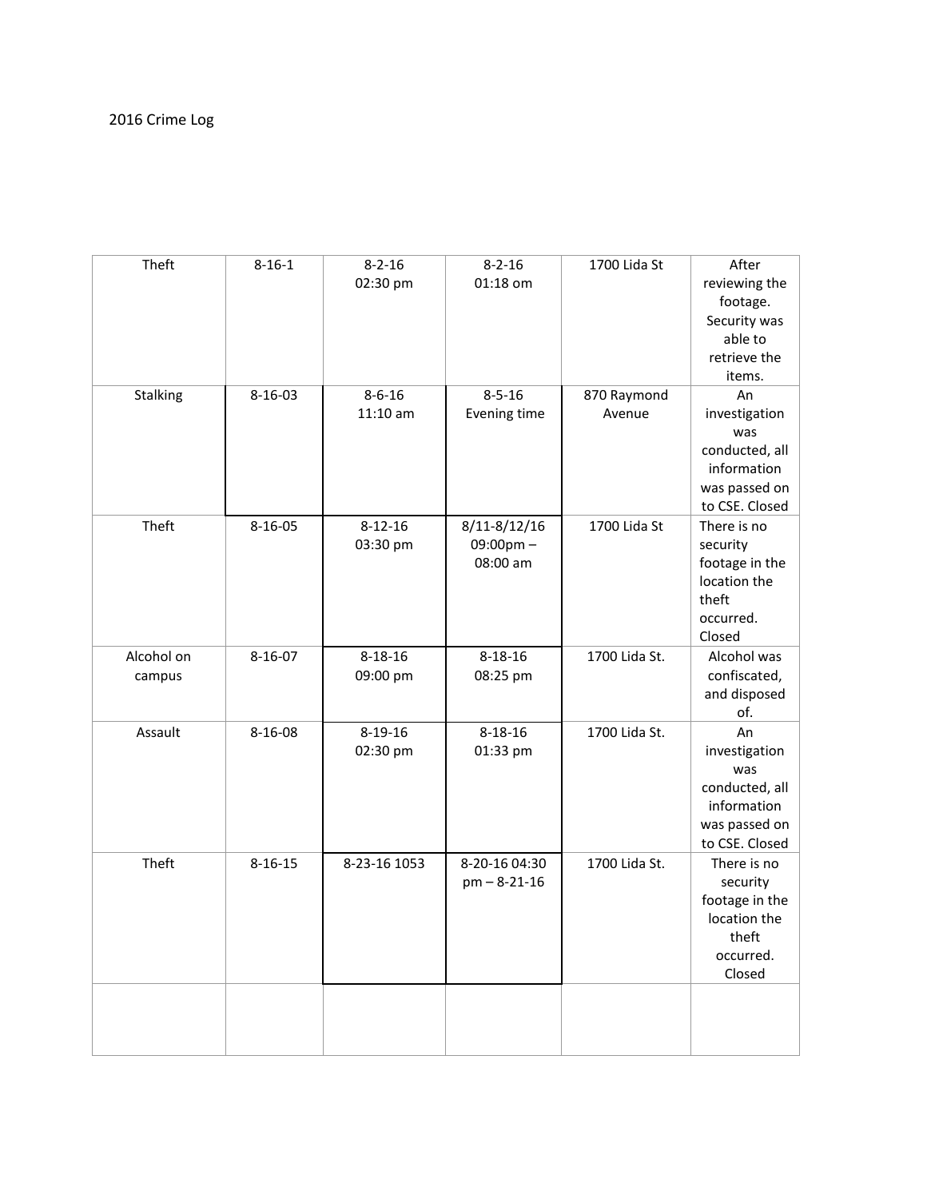2016 Crime Log

| | | | | | |
|---|---|---|---|---|---|
| Theft | 8-16-1 | 8-2-16 02:30 pm | 8-2-16 01:18 om | 1700 Lida St | After reviewing the footage. Security was able to retrieve the items. |
| Stalking | 8-16-03 | 8-6-16 11:10 am | 8-5-16 Evening time | 870 Raymond Avenue | An investigation was conducted, all information was passed on to CSE. Closed |
| Theft | 8-16-05 | 8-12-16 03:30 pm | 8/11-8/12/16 09:00pm – 08:00 am | 1700 Lida St | There is no security footage in the location the theft occurred. Closed |
| Alcohol on campus | 8-16-07 | 8-18-16 09:00 pm | 8-18-16 08:25 pm | 1700 Lida St. | Alcohol was confiscated, and disposed of. |
| Assault | 8-16-08 | 8-19-16 02:30 pm | 8-18-16 01:33 pm | 1700 Lida St. | An investigation was conducted, all information was passed on to CSE. Closed |
| Theft | 8-16-15 | 8-23-16 1053 | 8-20-16 04:30 pm – 8-21-16 | 1700 Lida St. | There is no security footage in the location the theft occurred. Closed |
| | | | | | |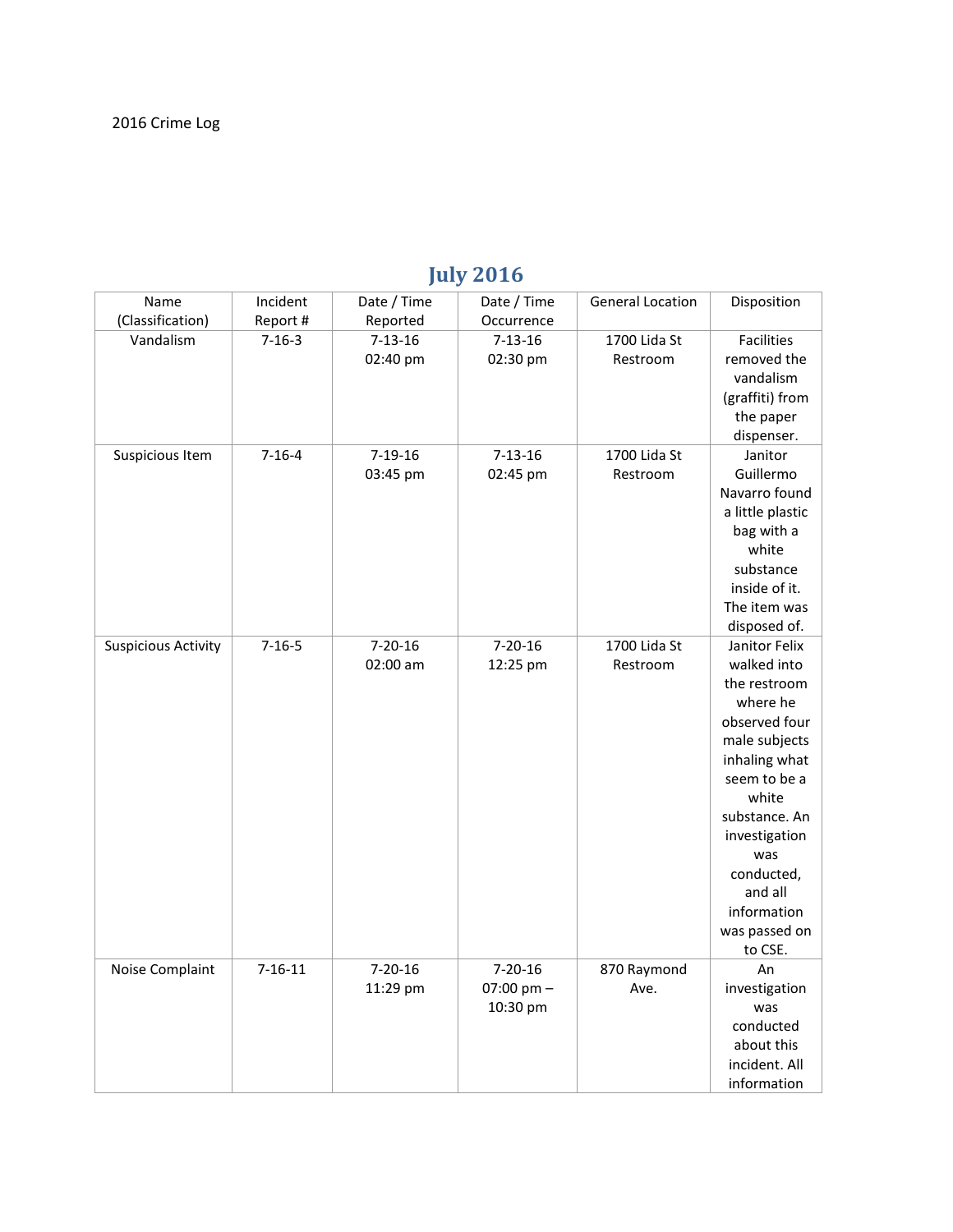2016 Crime Log

## July 2016

| Name (Classification) | Incident Report # | Date / Time Reported | Date / Time Occurrence | General Location | Disposition |
|---|---|---|---|---|---|
| Vandalism | 7-16-3 | 7-13-16 02:40 pm | 7-13-16 02:30 pm | 1700 Lida St Restroom | Facilities removed the vandalism (graffiti) from the paper dispenser. |
| Suspicious Item | 7-16-4 | 7-19-16 03:45 pm | 7-13-16 02:45 pm | 1700 Lida St Restroom | Janitor Guillermo Navarro found a little plastic bag with a white substance inside of it. The item was disposed of. |
| Suspicious Activity | 7-16-5 | 7-20-16 02:00 am | 7-20-16 12:25 pm | 1700 Lida St Restroom | Janitor Felix walked into the restroom where he observed four male subjects inhaling what seem to be a white substance. An investigation was conducted, and all information was passed on to CSE. |
| Noise Complaint | 7-16-11 | 7-20-16 11:29 pm | 7-20-16 07:00 pm – 10:30 pm | 870 Raymond Ave. | An investigation was conducted about this incident. All information |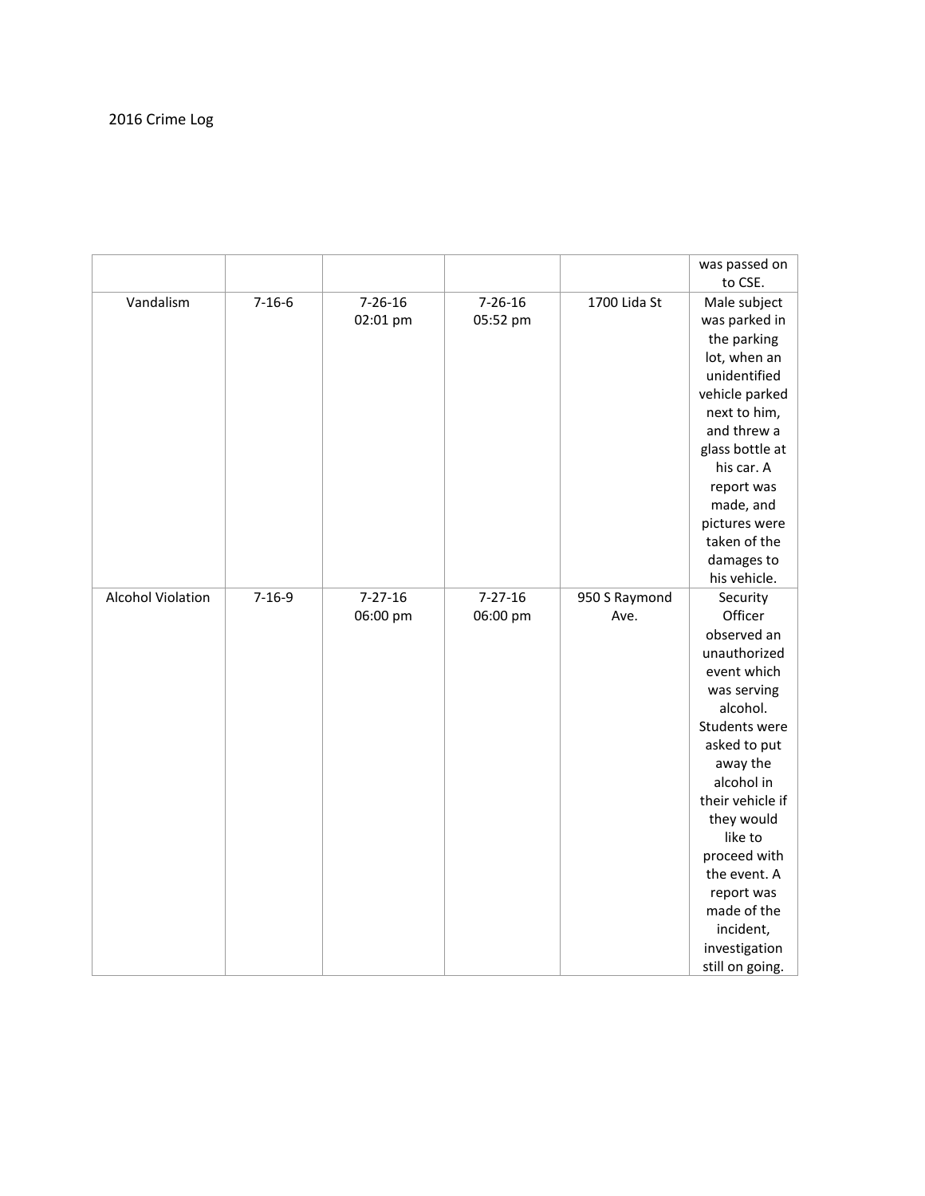2016 Crime Log

| | | | | | |
|---|---|---|---|---|---|
| | | | | | was passed on to CSE. |
| Vandalism | 7-16-6 | 7-26-16 02:01 pm | 7-26-16 05:52 pm | 1700 Lida St | Male subject was parked in the parking lot, when an unidentified vehicle parked next to him, and threw a glass bottle at his car. A report was made, and pictures were taken of the damages to his vehicle. |
| Alcohol Violation | 7-16-9 | 7-27-16 06:00 pm | 7-27-16 06:00 pm | 950 S Raymond Ave. | Security Officer observed an unauthorized event which was serving alcohol. Students were asked to put away the alcohol in their vehicle if they would like to proceed with the event. A report was made of the incident, investigation still on going. |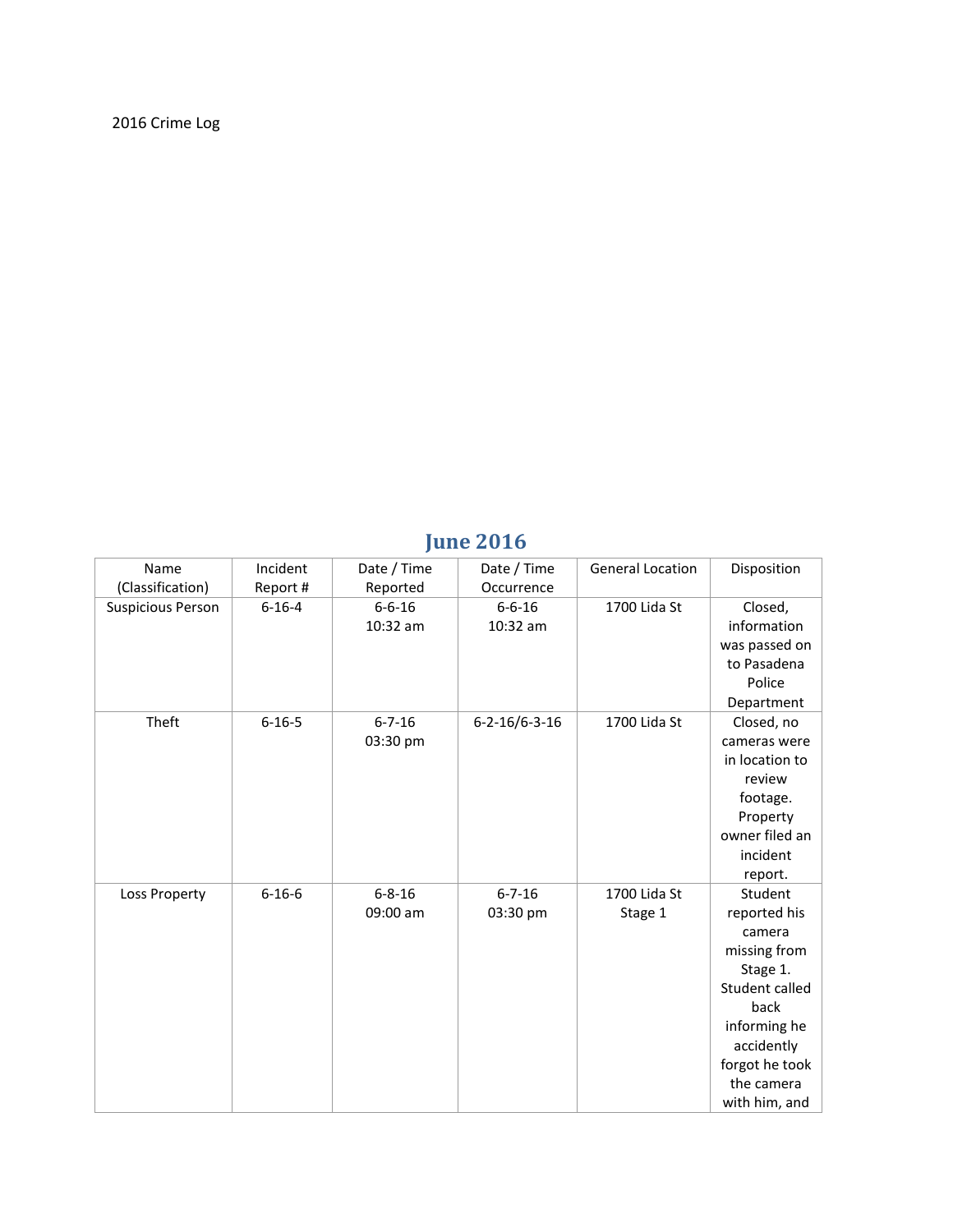2016 Crime Log

## June 2016

| Name (Classification) | Incident Report # | Date / Time Reported | Date / Time Occurrence | General Location | Disposition |
|---|---|---|---|---|---|
| Suspicious Person | 6-16-4 | 6-6-16 10:32 am | 6-6-16 10:32 am | 1700 Lida St | Closed, information was passed on to Pasadena Police Department |
| Theft | 6-16-5 | 6-7-16 03:30 pm | 6-2-16/6-3-16 | 1700 Lida St | Closed, no cameras were in location to review footage. Property owner filed an incident report. |
| Loss Property | 6-16-6 | 6-8-16 09:00 am | 6-7-16 03:30 pm | 1700 Lida St Stage 1 | Student reported his camera missing from Stage 1. Student called back informing he accidently forgot he took the camera with him, and |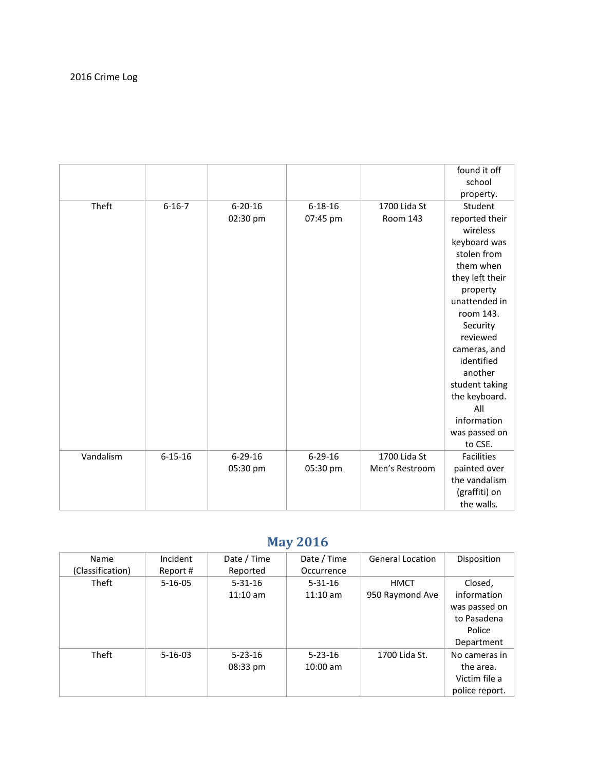2016 Crime Log

| | | | | | |
|---|---|---|---|---|---|
| | | | | | found it off school property. |
| Theft | 6-16-7 | 6-20-16 02:30 pm | 6-18-16 07:45 pm | 1700 Lida St Room 143 | Student reported their wireless keyboard was stolen from them when they left their property unattended in room 143. Security reviewed cameras, and identified another student taking the keyboard. All information was passed on to CSE. |
| Vandalism | 6-15-16 | 6-29-16 05:30 pm | 6-29-16 05:30 pm | 1700 Lida St Men's Restroom | Facilities painted over the vandalism (graffiti) on the walls. |

## May 2016

| Name (Classification) | Incident Report # | Date / Time Reported | Date / Time Occurrence | General Location | Disposition |
|---|---|---|---|---|---|
| Theft | 5-16-05 | 5-31-16 11:10 am | 5-31-16 11:10 am | HMCT 950 Raymond Ave | Closed, information was passed on to Pasadena Police Department |
| Theft | 5-16-03 | 5-23-16 08:33 pm | 5-23-16 10:00 am | 1700 Lida St. | No cameras in the area. Victim file a police report. |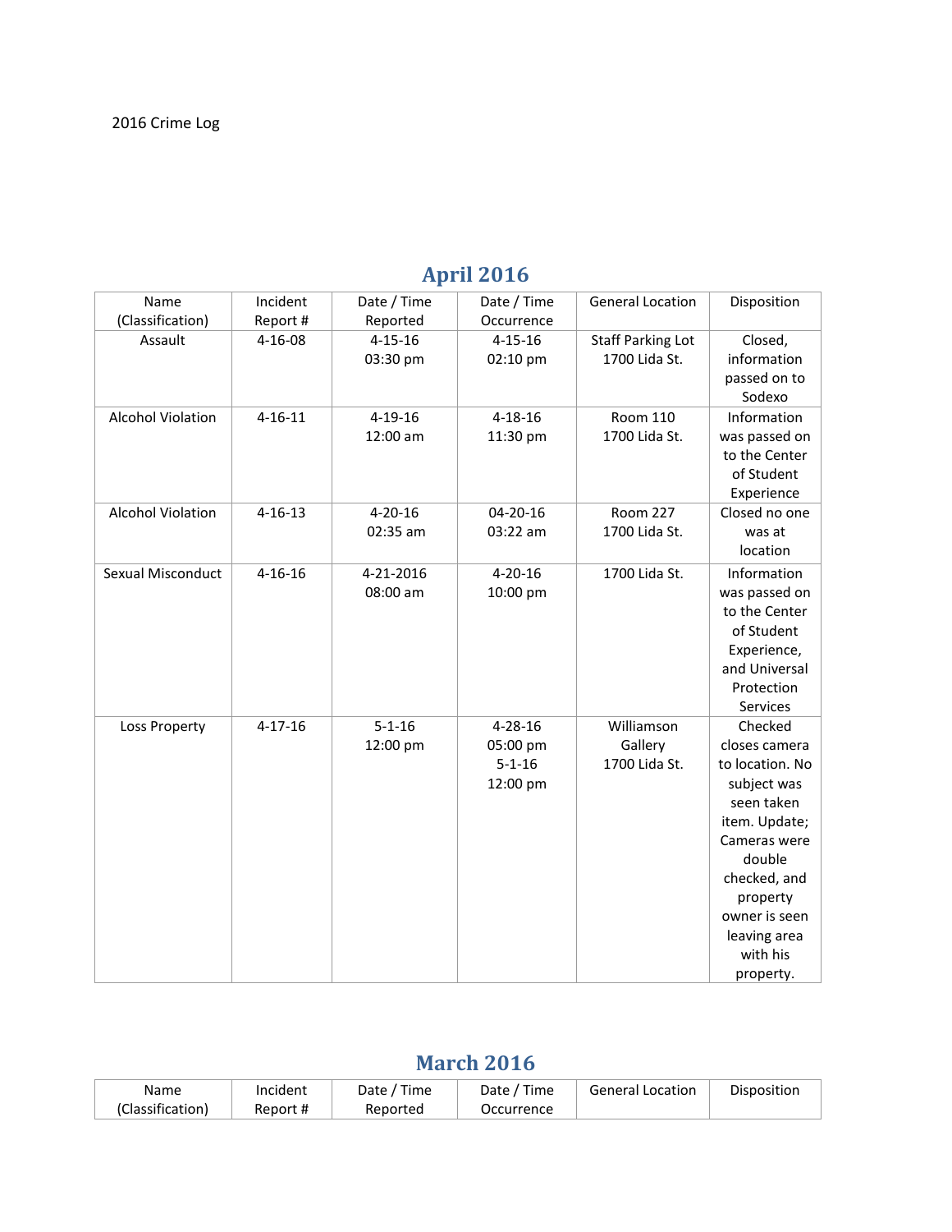2016 Crime Log

## April 2016

| Name (Classification) | Incident Report # | Date / Time Reported | Date / Time Occurrence | General Location | Disposition |
|---|---|---|---|---|---|
| Assault | 4-16-08 | 4-15-16 03:30 pm | 4-15-16 02:10 pm | Staff Parking Lot 1700 Lida St. | Closed, information passed on to Sodexo |
| Alcohol Violation | 4-16-11 | 4-19-16 12:00 am | 4-18-16 11:30 pm | Room 110 1700 Lida St. | Information was passed on to the Center of Student Experience |
| Alcohol Violation | 4-16-13 | 4-20-16 02:35 am | 04-20-16 03:22 am | Room 227 1700 Lida St. | Closed no one was at location |
| Sexual Misconduct | 4-16-16 | 4-21-2016 08:00 am | 4-20-16 10:00 pm | 1700 Lida St. | Information was passed on to the Center of Student Experience, and Universal Protection Services |
| Loss Property | 4-17-16 | 5-1-16 12:00 pm | 4-28-16 05:00 pm 5-1-16 12:00 pm | Williamson Gallery 1700 Lida St. | Checked closes camera to location. No subject was seen taken item. Update; Cameras were double checked, and property owner is seen leaving area with his property. |

## March 2016

| Name (Classification) | Incident Report # | Date / Time Reported | Date / Time Occurrence | General Location | Disposition |
|---|---|---|---|---|---|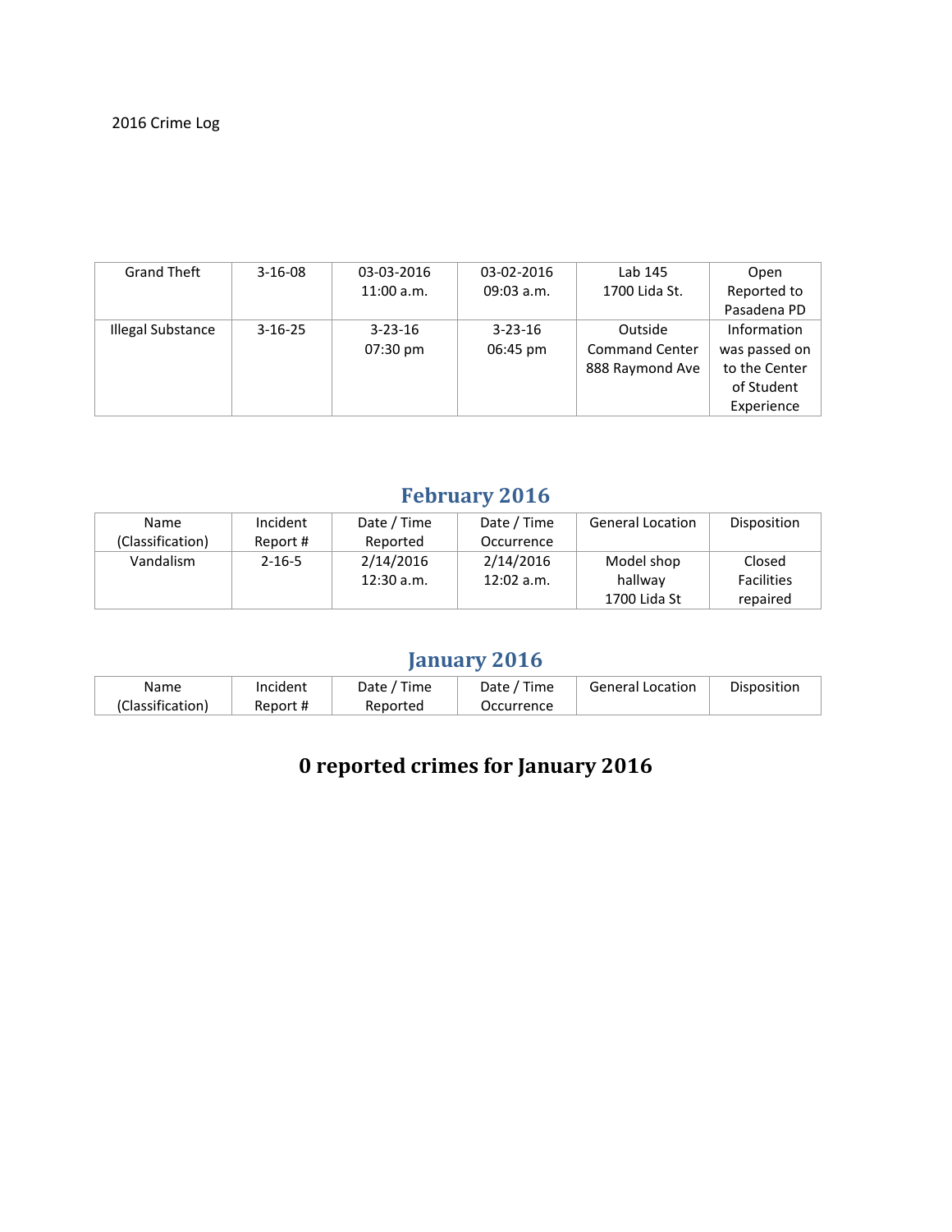2016 Crime Log

| | | | | | |
|---|---|---|---|---|---|
| Grand Theft | 3-16-08 | 03-03-2016 11:00 a.m. | 03-02-2016 09:03 a.m. | Lab 145 1700 Lida St. | Open Reported to Pasadena PD |
| Illegal Substance | 3-16-25 | 3-23-16 07:30 pm | 3-23-16 06:45 pm | Outside Command Center 888 Raymond Ave | Information was passed on to the Center of Student Experience |

## February 2016

| Name (Classification) | Incident Report # | Date / Time Reported | Date / Time Occurrence | General Location | Disposition |
|---|---|---|---|---|---|
| Vandalism | 2-16-5 | 2/14/2016 12:30 a.m. | 2/14/2016 12:02 a.m. | Model shop hallway 1700 Lida St | Closed Facilities repaired |

## January 2016

| Name (Classification) | Incident Report # | Date / Time Reported | Date / Time Occurrence | General Location | Disposition |
|---|---|---|---|---|---|

**0 reported crimes for January 2016**